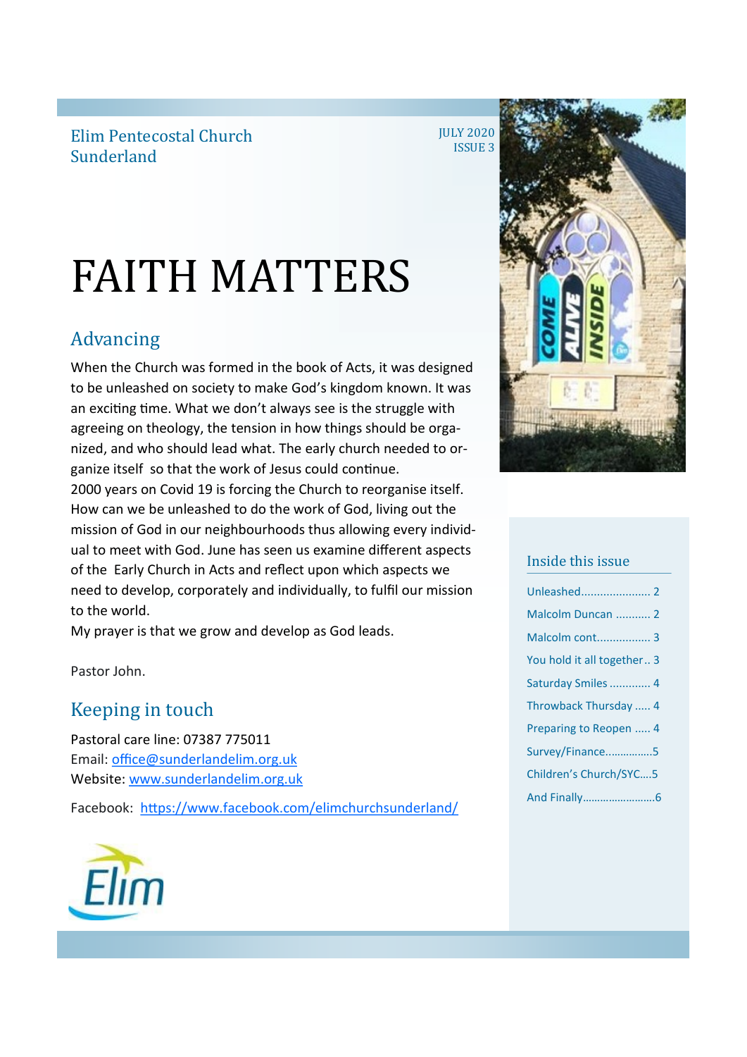Elim Pentecostal Church
Sunderland

JULY 2020
ISSUE 3

# FAITH MATTERS

## Advancing

When the Church was formed in the book of Acts, it was designed to be unleashed on society to make God's kingdom known. It was an exciting time. What we don't always see is the struggle with agreeing on theology, the tension in how things should be organized, and who should lead what. The early church needed to organize itself so that the work of Jesus could continue.

2000 years on Covid 19 is forcing the Church to reorganise itself. How can we be unleashed to do the work of God, living out the mission of God in our neighbourhoods thus allowing every individual to meet with God. June has seen us examine different aspects of the Early Church in Acts and reflect upon which aspects we need to develop, corporately and individually, to fulfil our mission to the world.

My prayer is that we grow and develop as God leads.

Pastor John.

## Keeping in touch

Pastoral care line: 07387 775011
Email: office@sunderlandelim.org.uk
Website: www.sunderlandelim.org.uk

Facebook: https://www.facebook.com/elimchurchsunderland/

### Inside this issue

- Unleashed...................... 2
- Malcolm Duncan ........... 2
- Malcolm cont................. 3
- You hold it all together.. 3
- Saturday Smiles ............ 4
- Throwback Thursday ..... 4
- Preparing to Reopen ..... 4
- Survey/Finance...............5
- Children's Church/SYC....5
- And Finally.......................6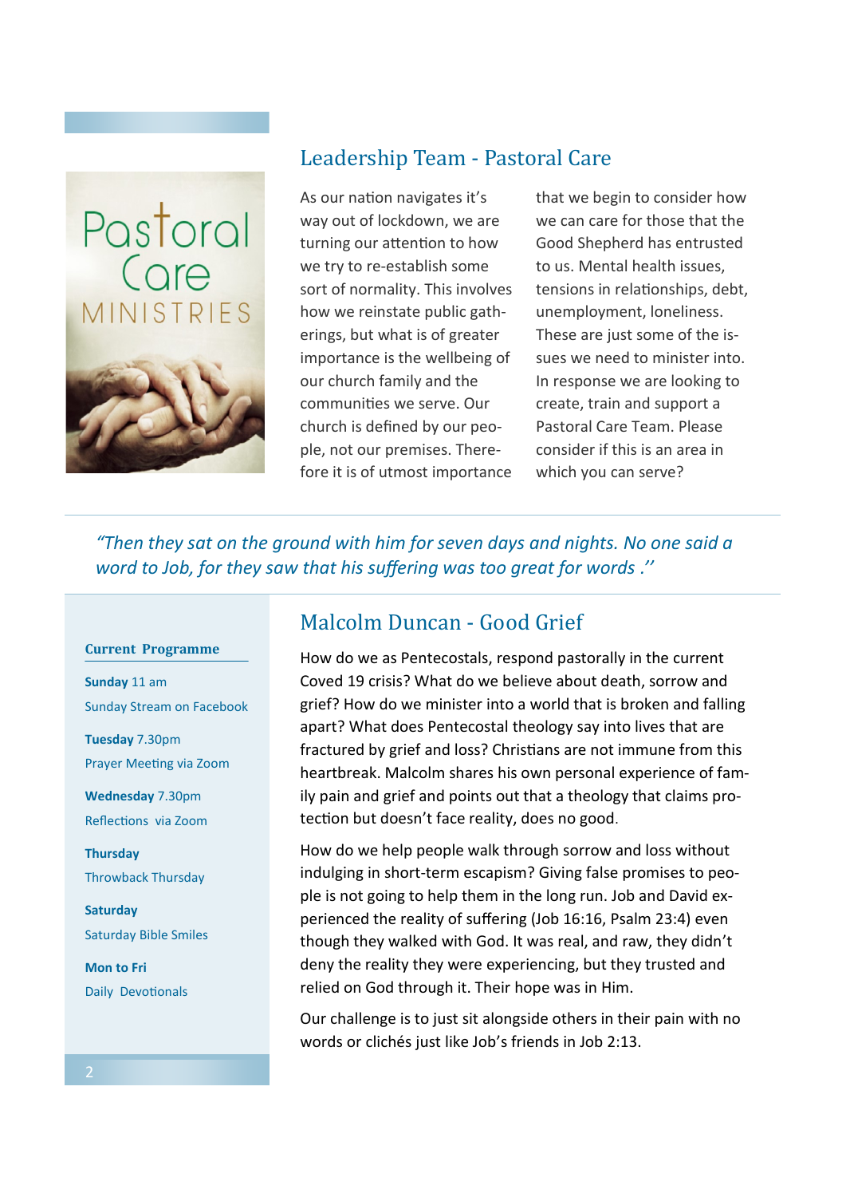## Leadership Team - Pastoral Care

As our nation navigates it's way out of lockdown, we are turning our attention to how we try to re-establish some sort of normality. This involves how we reinstate public gatherings, but what is of greater importance is the wellbeing of our church family and the communities we serve. Our church is defined by our people, not our premises. Therefore it is of utmost importance that we begin to consider how we can care for those that the Good Shepherd has entrusted to us. Mental health issues, tensions in relationships, debt, unemployment, loneliness. These are just some of the issues we need to minister into. In response we are looking to create, train and support a Pastoral Care Team. Please consider if this is an area in which you can serve?

---

*"Then they sat on the ground with him for seven days and nights. No one said a word to Job, for they saw that his suffering was too great for words .''*

---

## Malcolm Duncan - Good Grief

How do we as Pentecostals, respond pastorally in the current Coved 19 crisis? What do we believe about death, sorrow and grief? How do we minister into a world that is broken and falling apart? What does Pentecostal theology say into lives that are fractured by grief and loss? Christians are not immune from this heartbreak. Malcolm shares his own personal experience of family pain and grief and points out that a theology that claims protection but doesn't face reality, does no good.

How do we help people walk through sorrow and loss without indulging in short-term escapism? Giving false promises to people is not going to help them in the long run. Job and David experienced the reality of suffering (Job 16:16, Psalm 23:4) even though they walked with God. It was real, and raw, they didn't deny the reality they were experiencing, but they trusted and relied on God through it. Their hope was in Him.

Our challenge is to just sit alongside others in their pain with no words or clichés just like Job's friends in Job 2:13.

### Current Programme

**Sunday** 11 am
Sunday Stream on Facebook

**Tuesday** 7.30pm
Prayer Meeting via Zoom

**Wednesday** 7.30pm
Reflections via Zoom

**Thursday**
Throwback Thursday

**Saturday**
Saturday Bible Smiles

**Mon to Fri**
Daily Devotionals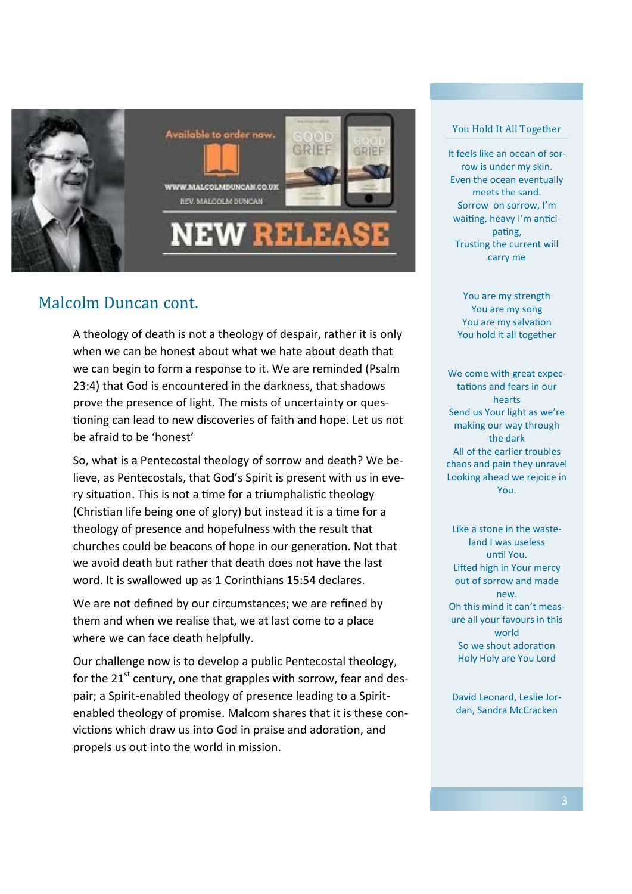Available to order now.

WWW.MALCOLMDUNCAN.CO.UK

REV. MALCOLM DUNCAN

NEW RELEASE

## Malcolm Duncan cont.

A theology of death is not a theology of despair, rather it is only when we can be honest about what we hate about death that we can begin to form a response to it. We are reminded (Psalm 23:4) that God is encountered in the darkness, that shadows prove the presence of light. The mists of uncertainty or questioning can lead to new discoveries of faith and hope. Let us not be afraid to be 'honest'

So, what is a Pentecostal theology of sorrow and death? We believe, as Pentecostals, that God's Spirit is present with us in every situation. This is not a time for a triumphalistic theology (Christian life being one of glory) but instead it is a time for a theology of presence and hopefulness with the result that churches could be beacons of hope in our generation. Not that we avoid death but rather that death does not have the last word. It is swallowed up as 1 Corinthians 15:54 declares.

We are not defined by our circumstances; we are refined by them and when we realise that, we at last come to a place where we can face death helpfully.

Our challenge now is to develop a public Pentecostal theology, for the 21st century, one that grapples with sorrow, fear and despair; a Spirit-enabled theology of presence leading to a Spirit-enabled theology of promise. Malcom shares that it is these convictions which draw us into God in praise and adoration, and propels us out into the world in mission.

### You Hold It All Together

It feels like an ocean of sorrow is under my skin.
Even the ocean eventually meets the sand.
Sorrow on sorrow, I'm waiting, heavy I'm anticipating,
Trusting the current will carry me

You are my strength
You are my song
You are my salvation
You hold it all together

We come with great expectations and fears in our hearts
Send us Your light as we're making our way through the dark
All of the earlier troubles chaos and pain they unravel
Looking ahead we rejoice in You.

Like a stone in the wasteland I was useless until You.
Lifted high in Your mercy out of sorrow and made new.
Oh this mind it can't measure all your favours in this world
So we shout adoration
Holy Holy are You Lord

David Leonard, Leslie Jordan, Sandra McCracken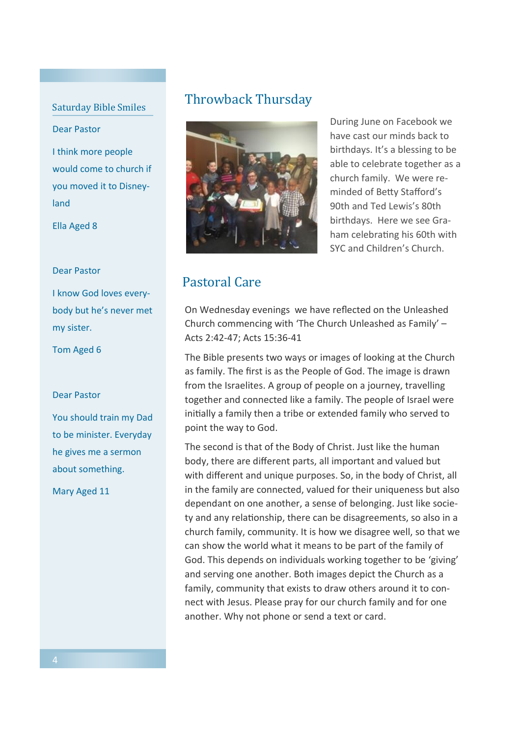## Saturday Bible Smiles

Dear Pastor

I think more people would come to church if you moved it to Disneyland

Ella Aged 8

Dear Pastor

I know God loves everybody but he's never met my sister.

Tom Aged 6

Dear Pastor

You should train my Dad to be minister. Everyday he gives me a sermon about something.

Mary Aged 11

## Throwback Thursday

During June on Facebook we have cast our minds back to birthdays. It's a blessing to be able to celebrate together as a church family. We were reminded of Betty Stafford's 90th and Ted Lewis's 80th birthdays. Here we see Graham celebrating his 60th with SYC and Children's Church.

## Pastoral Care

On Wednesday evenings we have reflected on the Unleashed Church commencing with 'The Church Unleashed as Family' – Acts 2:42-47; Acts 15:36-41

The Bible presents two ways or images of looking at the Church as family. The first is as the People of God. The image is drawn from the Israelites. A group of people on a journey, travelling together and connected like a family. The people of Israel were initially a family then a tribe or extended family who served to point the way to God.

The second is that of the Body of Christ. Just like the human body, there are different parts, all important and valued but with different and unique purposes. So, in the body of Christ, all in the family are connected, valued for their uniqueness but also dependant on one another, a sense of belonging. Just like society and any relationship, there can be disagreements, so also in a church family, community. It is how we disagree well, so that we can show the world what it means to be part of the family of God. This depends on individuals working together to be 'giving' and serving one another. Both images depict the Church as a family, community that exists to draw others around it to connect with Jesus. Please pray for our church family and for one another. Why not phone or send a text or card.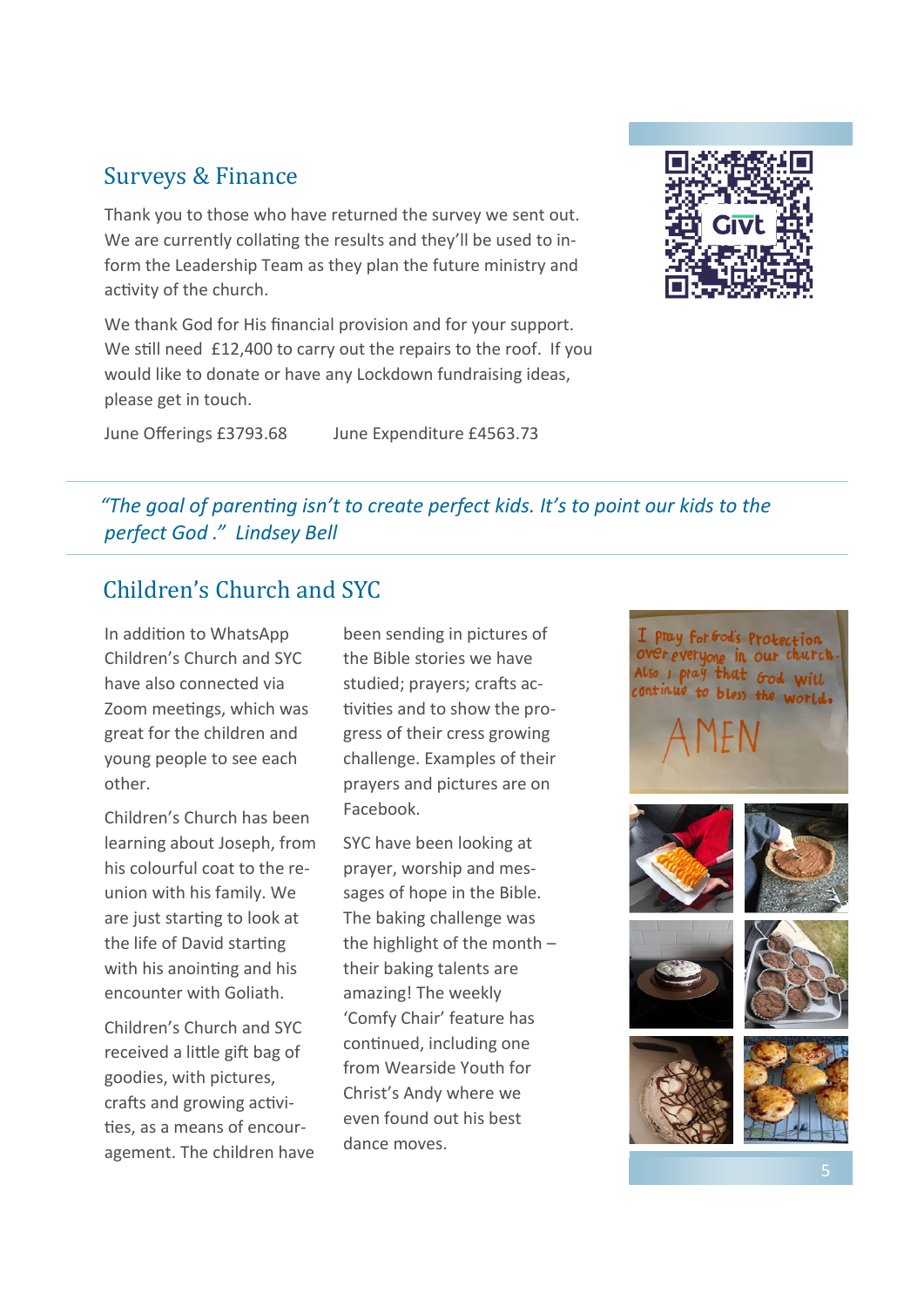## Surveys & Finance

Thank you to those who have returned the survey we sent out. We are currently collating the results and they'll be used to inform the Leadership Team as they plan the future ministry and activity of the church.

We thank God for His financial provision and for your support. We still need £12,400 to carry out the repairs to the roof. If you would like to donate or have any Lockdown fundraising ideas, please get in touch.

June Offerings £3793.68 June Expenditure £4563.73

*"The goal of parenting isn't to create perfect kids. It's to point our kids to the perfect God." Lindsey Bell*

## Children's Church and SYC

In addition to WhatsApp Children's Church and SYC have also connected via Zoom meetings, which was great for the children and young people to see each other.

Children's Church has been learning about Joseph, from his colourful coat to the reunion with his family. We are just starting to look at the life of David starting with his anointing and his encounter with Goliath.

Children's Church and SYC received a little gift bag of goodies, with pictures, crafts and growing activities, as a means of encouragement. The children have been sending in pictures of the Bible stories we have studied; prayers; crafts activities and to show the progress of their cress growing challenge. Examples of their prayers and pictures are on Facebook.

SYC have been looking at prayer, worship and messages of hope in the Bible. The baking challenge was the highlight of the month – their baking talents are amazing! The weekly 'Comfy Chair' feature has continued, including one from Wearside Youth for Christ's Andy where we even found out his best dance moves.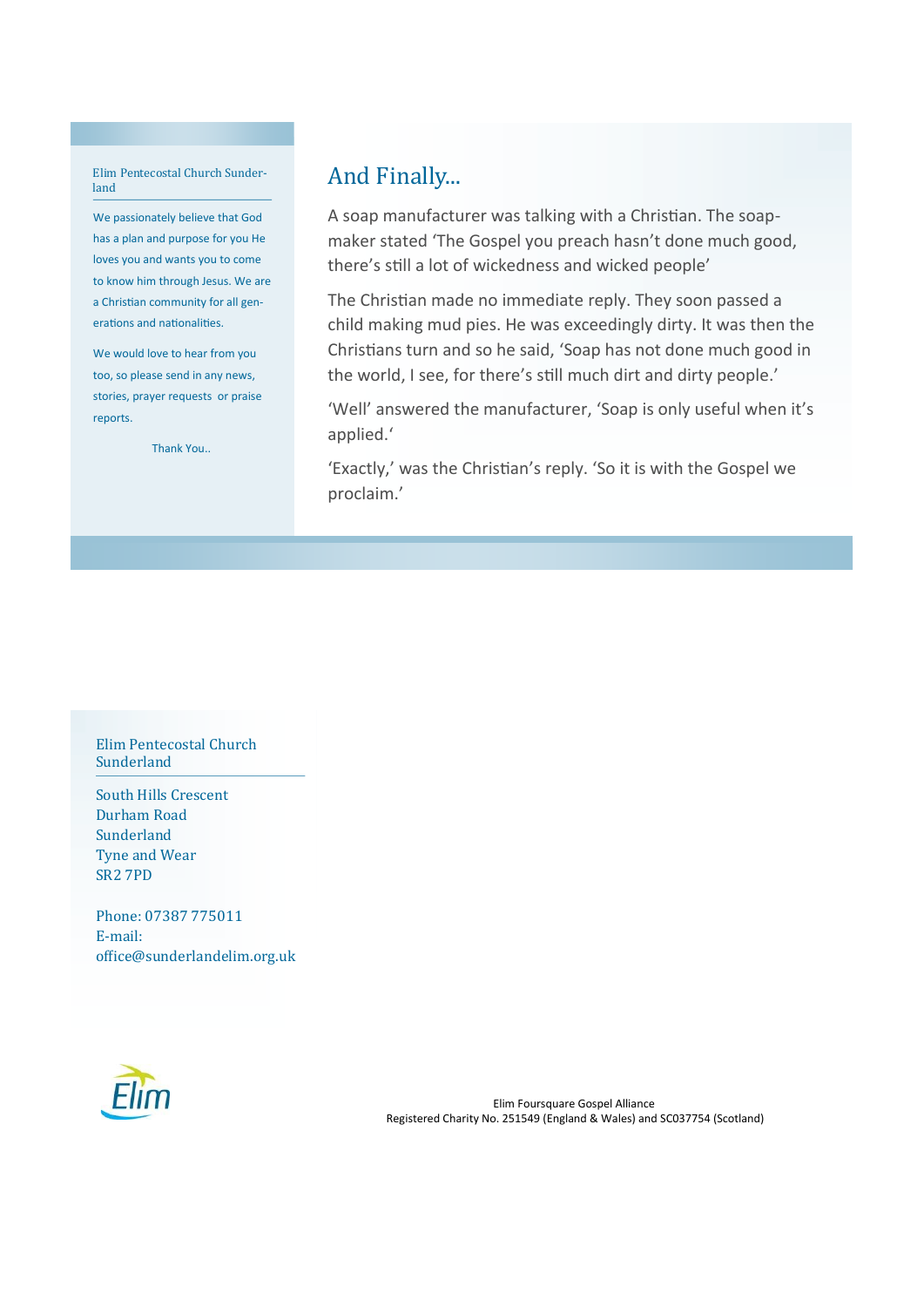Elim Pentecostal Church Sunderland

We passionately believe that God has a plan and purpose for you He loves you and wants you to come to know him through Jesus. We are a Christian community for all generations and nationalities.

We would love to hear from you too, so please send in any news, stories, prayer requests or praise reports.

Thank You..

## And Finally...

A soap manufacturer was talking with a Christian. The soap-maker stated 'The Gospel you preach hasn't done much good, there's still a lot of wickedness and wicked people'

The Christian made no immediate reply. They soon passed a child making mud pies. He was exceedingly dirty. It was then the Christians turn and so he said, 'Soap has not done much good in the world, I see, for there's still much dirt and dirty people.'

'Well' answered the manufacturer, 'Soap is only useful when it's applied.'

'Exactly,' was the Christian's reply. 'So it is with the Gospel we proclaim.'

Elim Pentecostal Church Sunderland

South Hills Crescent
Durham Road
Sunderland
Tyne and Wear
SR2 7PD

Phone: 07387 775011
E-mail:
office@sunderlandelim.org.uk

Elim

Elim Foursquare Gospel Alliance
Registered Charity No. 251549 (England & Wales) and SC037754 (Scotland)